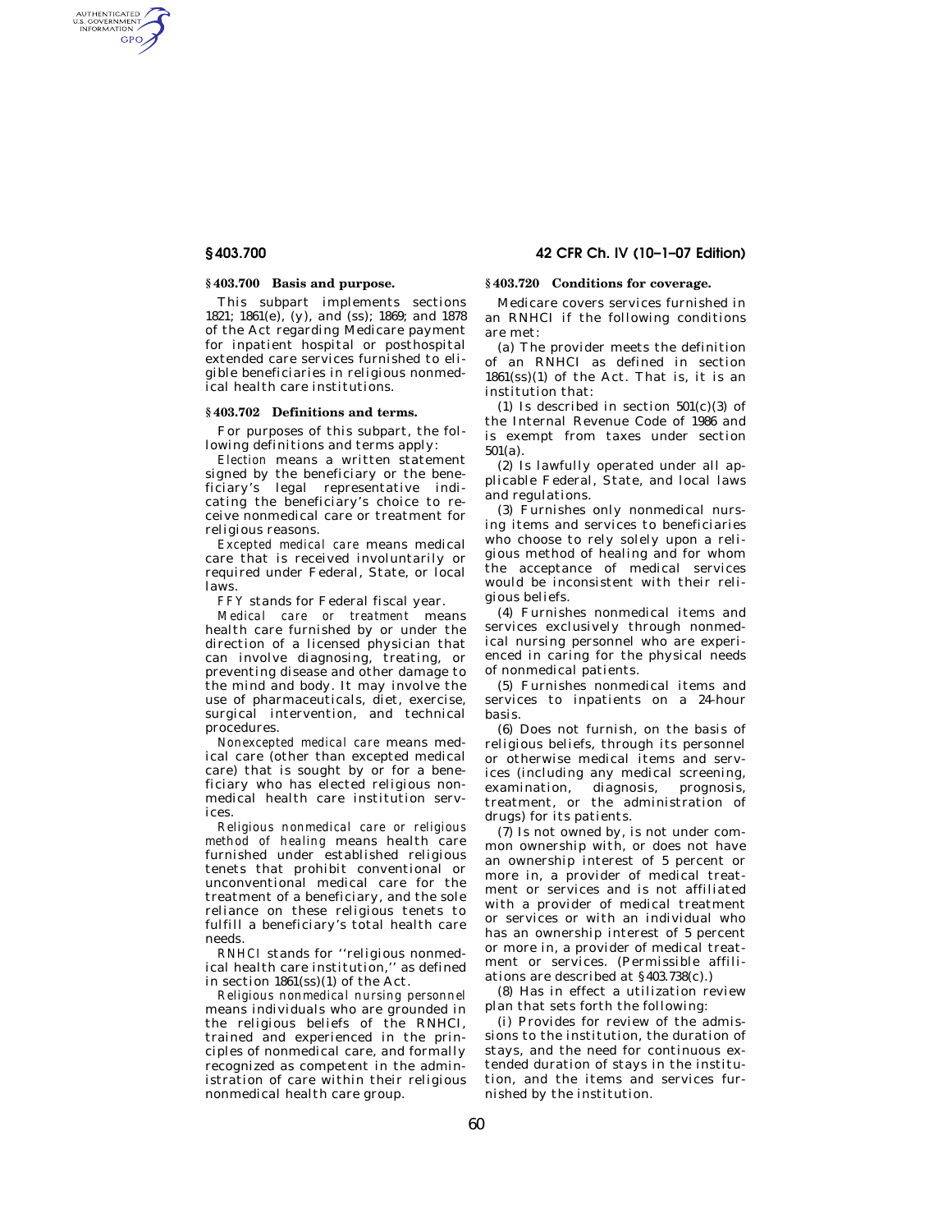### § 403.700 Basis and purpose.

This subpart implements sections 1821; 1861(e), (y), and (ss); 1869; and 1878 of the Act regarding Medicare payment for inpatient hospital or posthospital extended care services furnished to eligible beneficiaries in religious nonmedical health care institutions.

### § 403.702 Definitions and terms.

For purposes of this subpart, the following definitions and terms apply:

*Election* means a written statement signed by the beneficiary or the beneficiary's legal representative indicating the beneficiary's choice to receive nonmedical care or treatment for religious reasons.

*Excepted medical care* means medical care that is received involuntarily or required under Federal, State, or local laws.

*FFY* stands for Federal fiscal year.

*Medical care or treatment* means health care furnished by or under the direction of a licensed physician that can involve diagnosing, treating, or preventing disease and other damage to the mind and body. It may involve the use of pharmaceuticals, diet, exercise, surgical intervention, and technical procedures.

*Nonexcepted medical care* means medical care (other than excepted medical care) that is sought by or for a beneficiary who has elected religious nonmedical health care institution services.

*Religious nonmedical care or religious method of healing* means health care furnished under established religious tenets that prohibit conventional or unconventional medical care for the treatment of a beneficiary, and the sole reliance on these religious tenets to fulfill a beneficiary's total health care needs.

*RNHCI* stands for ''religious nonmedical health care institution,'' as defined in section 1861(ss)(1) of the Act.

*Religious nonmedical nursing personnel* means individuals who are grounded in the religious beliefs of the RNHCI, trained and experienced in the principles of nonmedical care, and formally recognized as competent in the administration of care within their religious nonmedical health care group.

### § 403.720 Conditions for coverage.

Medicare covers services furnished in an RNHCI if the following conditions are met:

(a) The provider meets the definition of an RNHCI as defined in section 1861(ss)(1) of the Act. That is, it is an institution that:

(1) Is described in section 501(c)(3) of the Internal Revenue Code of 1986 and is exempt from taxes under section 501(a).

(2) Is lawfully operated under all applicable Federal, State, and local laws and regulations.

(3) Furnishes only nonmedical nursing items and services to beneficiaries who choose to rely solely upon a religious method of healing and for whom the acceptance of medical services would be inconsistent with their religious beliefs.

(4) Furnishes nonmedical items and services exclusively through nonmedical nursing personnel who are experienced in caring for the physical needs of nonmedical patients.

(5) Furnishes nonmedical items and services to inpatients on a 24-hour basis.

(6) Does not furnish, on the basis of religious beliefs, through its personnel or otherwise medical items and services (including any medical screening, examination, diagnosis, prognosis, treatment, or the administration of drugs) for its patients.

(7) Is not owned by, is not under common ownership with, or does not have an ownership interest of 5 percent or more in, a provider of medical treatment or services and is not affiliated with a provider of medical treatment or services or with an individual who has an ownership interest of 5 percent or more in, a provider of medical treatment or services. (Permissible affiliations are described at § 403.738(c).)

(8) Has in effect a utilization review plan that sets forth the following:

(i) Provides for review of the admissions to the institution, the duration of stays, and the need for continuous extended duration of stays in the institution, and the items and services furnished by the institution.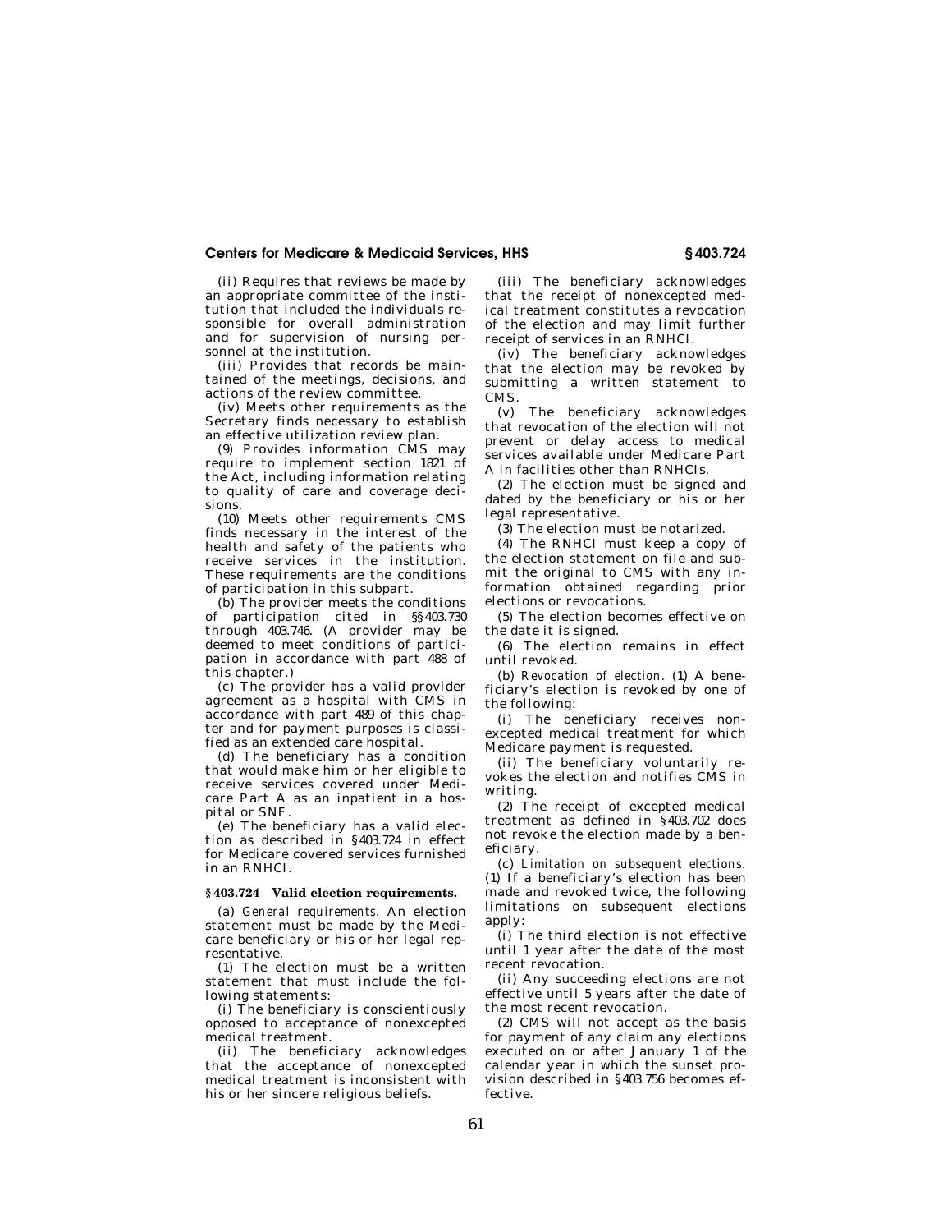(ii) Requires that reviews be made by an appropriate committee of the institution that included the individuals responsible for overall administration and for supervision of nursing personnel at the institution.

(iii) Provides that records be maintained of the meetings, decisions, and actions of the review committee.

(iv) Meets other requirements as the Secretary finds necessary to establish an effective utilization review plan.

(9) Provides information CMS may require to implement section 1821 of the Act, including information relating to quality of care and coverage decisions.

(10) Meets other requirements CMS finds necessary in the interest of the health and safety of the patients who receive services in the institution. These requirements are the conditions of participation in this subpart.

(b) The provider meets the conditions of participation cited in §§403.730 through 403.746. (A provider may be deemed to meet conditions of participation in accordance with part 488 of this chapter.)

(c) The provider has a valid provider agreement as a hospital with CMS in accordance with part 489 of this chapter and for payment purposes is classified as an extended care hospital.

(d) The beneficiary has a condition that would make him or her eligible to receive services covered under Medicare Part A as an inpatient in a hospital or SNF.

(e) The beneficiary has a valid election as described in §403.724 in effect for Medicare covered services furnished in an RNHCI.

### §403.724 Valid election requirements.

(a) *General requirements.* An election statement must be made by the Medicare beneficiary or his or her legal representative.

(1) The election must be a written statement that must include the following statements:

(i) The beneficiary is conscientiously opposed to acceptance of nonexcepted medical treatment.

(ii) The beneficiary acknowledges that the acceptance of nonexcepted medical treatment is inconsistent with his or her sincere religious beliefs.

(iii) The beneficiary acknowledges that the receipt of nonexcepted medical treatment constitutes a revocation of the election and may limit further receipt of services in an RNHCI.

(iv) The beneficiary acknowledges that the election may be revoked by submitting a written statement to CMS.

(v) The beneficiary acknowledges that revocation of the election will not prevent or delay access to medical services available under Medicare Part A in facilities other than RNHCIs.

(2) The election must be signed and dated by the beneficiary or his or her legal representative.

(3) The election must be notarized.

(4) The RNHCI must keep a copy of the election statement on file and submit the original to CMS with any information obtained regarding prior elections or revocations.

(5) The election becomes effective on the date it is signed.

(6) The election remains in effect until revoked.

(b) *Revocation of election.* (1) A beneficiary's election is revoked by one of the following:

(i) The beneficiary receives nonexcepted medical treatment for which Medicare payment is requested.

(ii) The beneficiary voluntarily revokes the election and notifies CMS in writing.

(2) The receipt of excepted medical treatment as defined in §403.702 does not revoke the election made by a beneficiary.

(c) *Limitation on subsequent elections.* (1) If a beneficiary's election has been made and revoked twice, the following limitations on subsequent elections apply:

(i) The third election is not effective until 1 year after the date of the most recent revocation.

(ii) Any succeeding elections are not effective until 5 years after the date of the most recent revocation.

(2) CMS will not accept as the basis for payment of any claim any elections executed on or after January 1 of the calendar year in which the sunset provision described in §403.756 becomes effective.